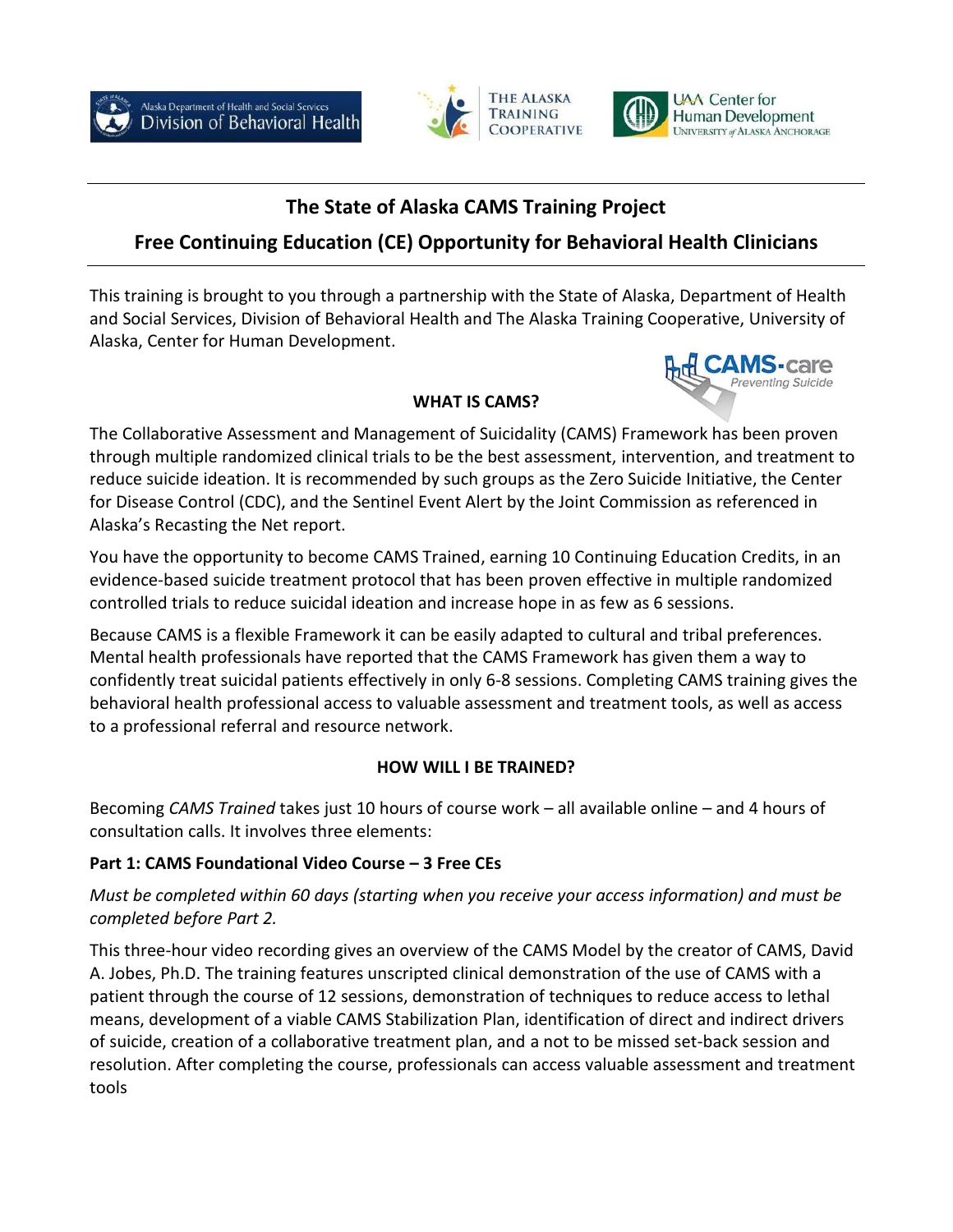## The State of Alaska CAMS Training Project

## Free Continuing Education (CE) Opportunity for Behavioral Health Clinicians

This training is brought to you through a partnership with the State of Alaska, Department of Health and Social Services, Division of Behavioral Health and The Alaska Training Cooperative, University of Alaska, Center for Human Development.

### WHAT IS CAMS?

The Collaborative Assessment and Management of Suicidality (CAMS) Framework has been proven through multiple randomized clinical trials to be the best assessment, intervention, and treatment to reduce suicide ideation. It is recommended by such groups as the Zero Suicide Initiative, the Center for Disease Control (CDC), and the Sentinel Event Alert by the Joint Commission as referenced in Alaska's Recasting the Net report.

You have the opportunity to become CAMS Trained, earning 10 Continuing Education Credits, in an evidence-based suicide treatment protocol that has been proven effective in multiple randomized controlled trials to reduce suicidal ideation and increase hope in as few as 6 sessions.

Because CAMS is a flexible Framework it can be easily adapted to cultural and tribal preferences. Mental health professionals have reported that the CAMS Framework has given them a way to confidently treat suicidal patients effectively in only 6-8 sessions. Completing CAMS training gives the behavioral health professional access to valuable assessment and treatment tools, as well as access to a professional referral and resource network.

### HOW WILL I BE TRAINED?

Becoming *CAMS Trained* takes just 10 hours of course work – all available online – and 4 hours of consultation calls. It involves three elements:

**Part 1: CAMS Foundational Video Course – 3 Free CEs**

*Must be completed within 60 days (starting when you receive your access information) and must be completed before Part 2.*

This three-hour video recording gives an overview of the CAMS Model by the creator of CAMS, David A. Jobes, Ph.D. The training features unscripted clinical demonstration of the use of CAMS with a patient through the course of 12 sessions, demonstration of techniques to reduce access to lethal means, development of a viable CAMS Stabilization Plan, identification of direct and indirect drivers of suicide, creation of a collaborative treatment plan, and a not to be missed set-back session and resolution. After completing the course, professionals can access valuable assessment and treatment tools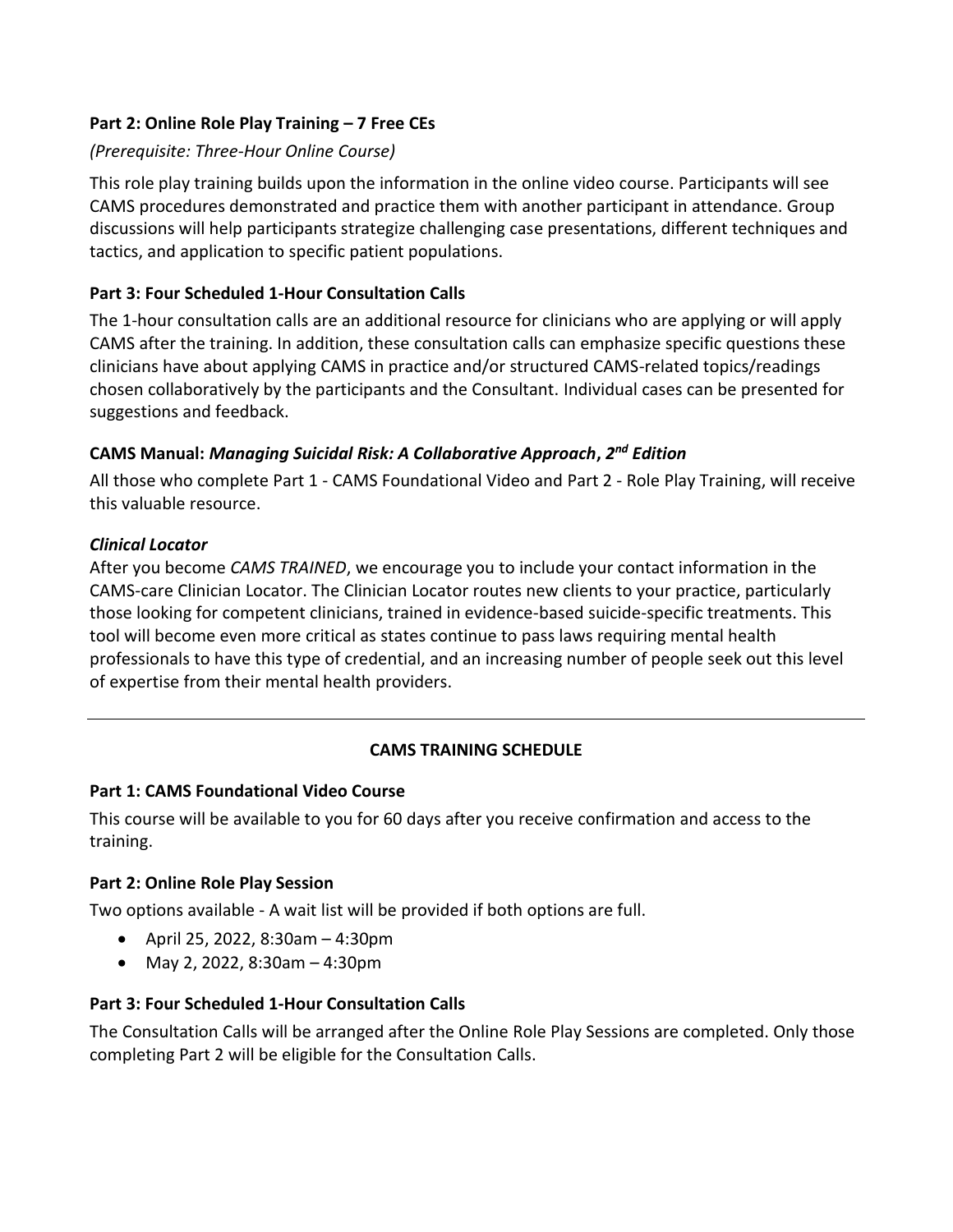### Part 2: Online Role Play Training – 7 Free CEs

*(Prerequisite: Three-Hour Online Course)*

This role play training builds upon the information in the online video course. Participants will see CAMS procedures demonstrated and practice them with another participant in attendance. Group discussions will help participants strategize challenging case presentations, different techniques and tactics, and application to specific patient populations.

### Part 3: Four Scheduled 1-Hour Consultation Calls

The 1-hour consultation calls are an additional resource for clinicians who are applying or will apply CAMS after the training. In addition, these consultation calls can emphasize specific questions these clinicians have about applying CAMS in practice and/or structured CAMS-related topics/readings chosen collaboratively by the participants and the Consultant. Individual cases can be presented for suggestions and feedback.

### CAMS Manual: *Managing Suicidal Risk: A Collaborative Approach*, *2nd Edition*

All those who complete Part 1 - CAMS Foundational Video and Part 2 - Role Play Training, will receive this valuable resource.

### *Clinical Locator*

After you become *CAMS TRAINED*, we encourage you to include your contact information in the CAMS-care Clinician Locator. The Clinician Locator routes new clients to your practice, particularly those looking for competent clinicians, trained in evidence-based suicide-specific treatments. This tool will become even more critical as states continue to pass laws requiring mental health professionals to have this type of credential, and an increasing number of people seek out this level of expertise from their mental health providers.

---

## CAMS TRAINING SCHEDULE

### Part 1: CAMS Foundational Video Course

This course will be available to you for 60 days after you receive confirmation and access to the training.

### Part 2: Online Role Play Session

Two options available - A wait list will be provided if both options are full.

- April 25, 2022, 8:30am – 4:30pm
- May 2, 2022, 8:30am – 4:30pm

### Part 3: Four Scheduled 1-Hour Consultation Calls

The Consultation Calls will be arranged after the Online Role Play Sessions are completed. Only those completing Part 2 will be eligible for the Consultation Calls.